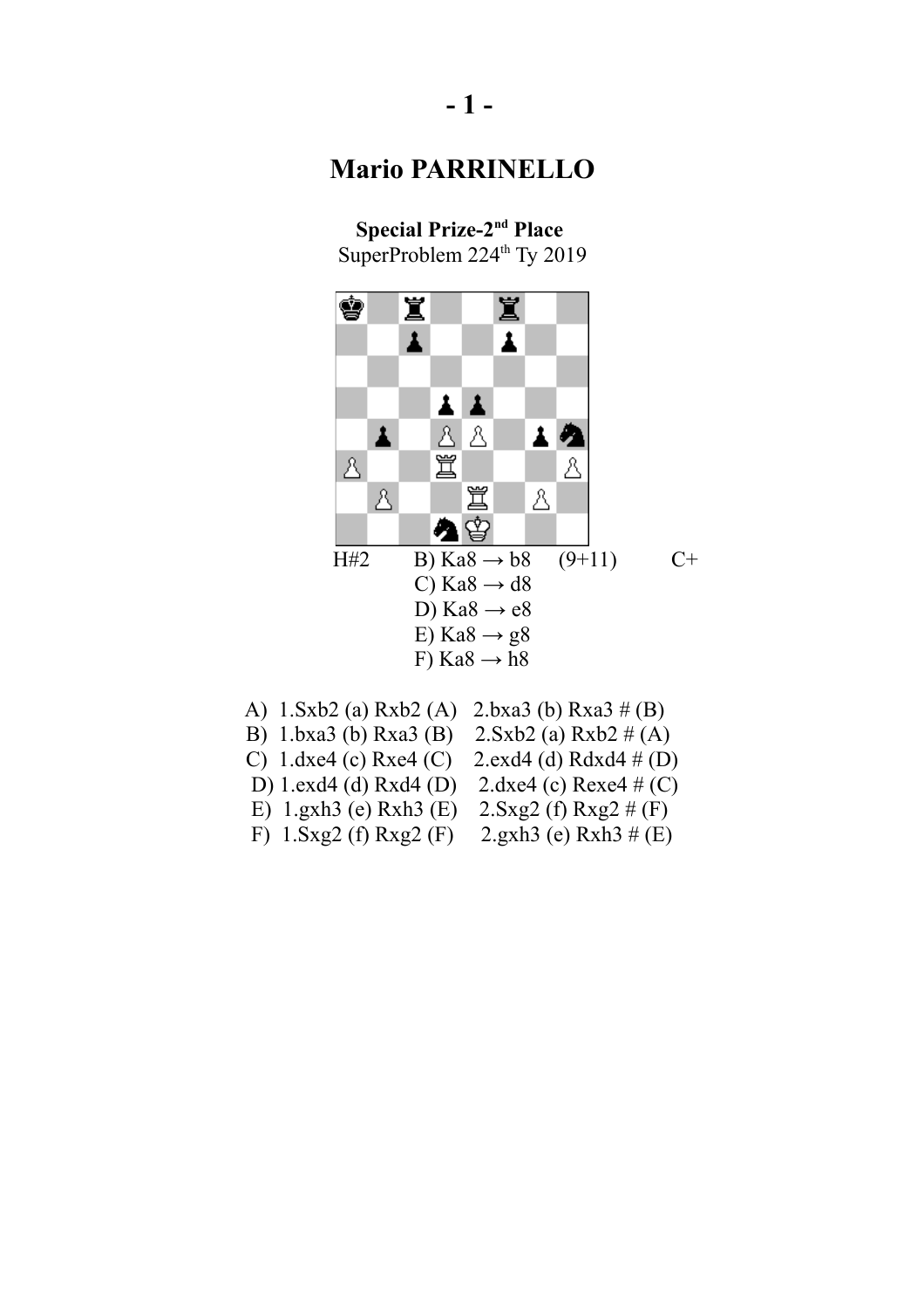## Mario PARRINELLO

**Special Prize-2nd Place**
SuperProblem 224th Ty 2019

H#2 B) Ka8 → b8 (9+11) C+
C) Ka8 → d8
D) Ka8 → e8
E) Ka8 → g8
F) Ka8 → h8

A) 1.Sxb2 (a) Rxb2 (A) 2.bxa3 (b) Rxa3 # (B)
B) 1.bxa3 (b) Rxa3 (B) 2.Sxb2 (a) Rxb2 # (A)
C) 1.dxe4 (c) Rxe4 (C) 2.exd4 (d) Rdxd4 # (D)
D) 1.exd4 (d) Rxd4 (D) 2.dxe4 (c) Rexe4 # (C)
E) 1.gxh3 (e) Rxh3 (E) 2.Sxg2 (f) Rxg2 # (F)
F) 1.Sxg2 (f) Rxg2 (F) 2.gxh3 (e) Rxh3 # (E)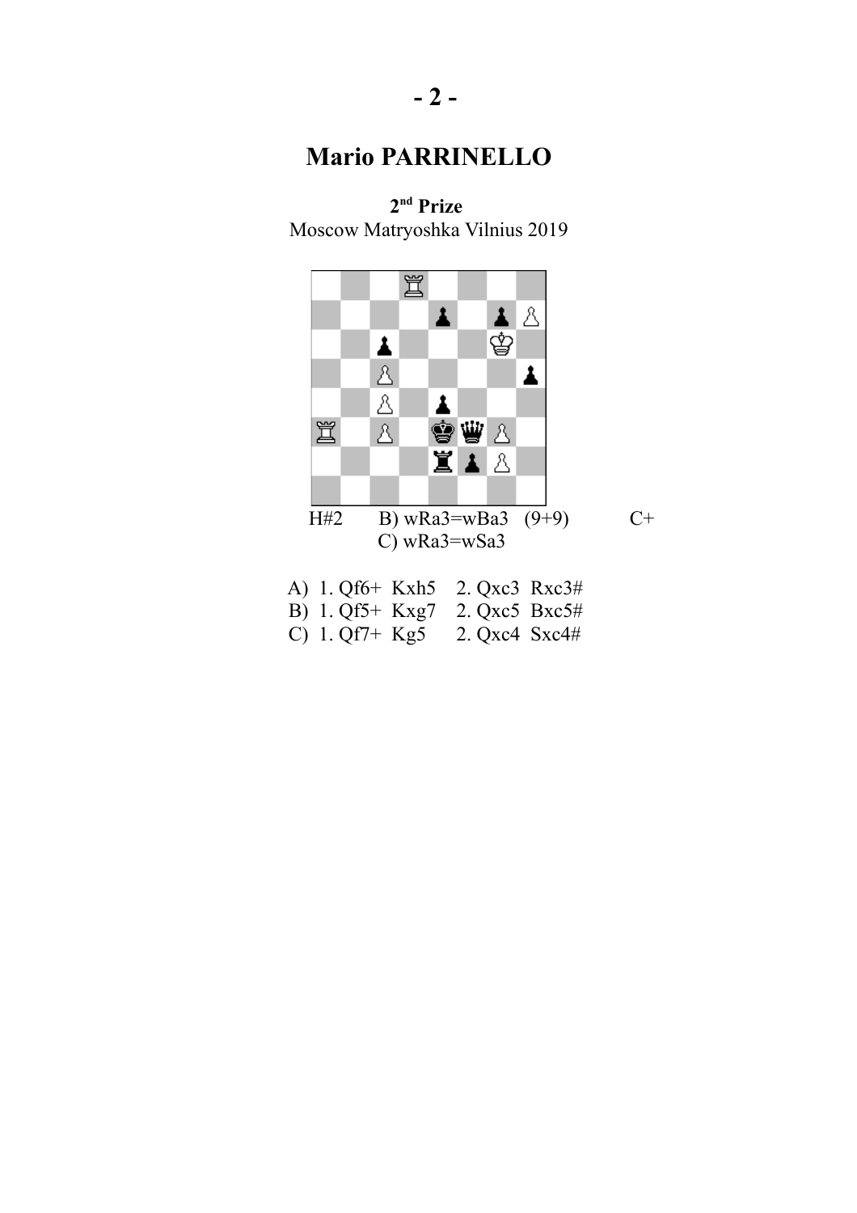## Mario PARRINELLO

**2nd Prize**
Moscow Matryoshka Vilnius 2019

H#2    B) wRa3=wBa3   (9+9)    C+
C) wRa3=wSa3

A) 1. Qf6+ Kxh5   2. Qxc3 Rxc3#
B) 1. Qf5+ Kxg7   2. Qxc5 Bxc5#
C) 1. Qf7+ Kg5   2. Qxc4 Sxc4#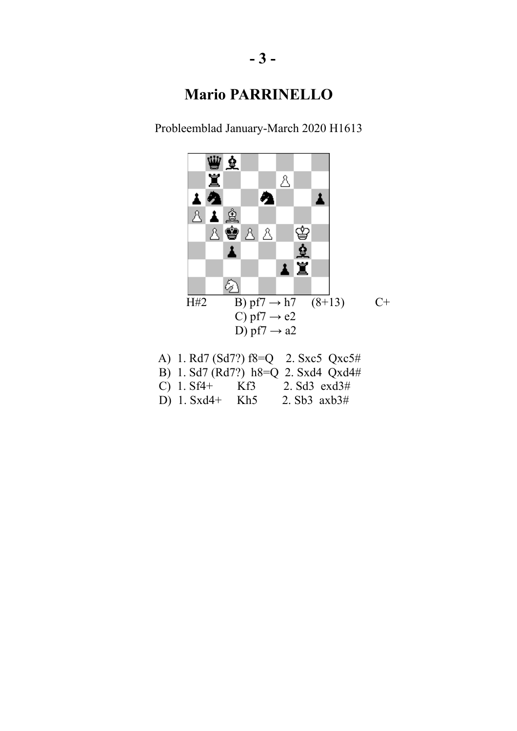# Mario PARRINELLO

Probleemblad January-March 2020 H1613

H#2 B) pf7 → h7 (8+13) C+
C) pf7 → e2
D) pf7 → a2

A) 1. Rd7 (Sd7?) f8=Q 2. Sxc5 Qxc5#
B) 1. Sd7 (Rd7?) h8=Q 2. Sxd4 Qxd4#
C) 1. Sf4+ Kf3 2. Sd3 exd3#
D) 1. Sxd4+ Kh5 2. Sb3 axb3#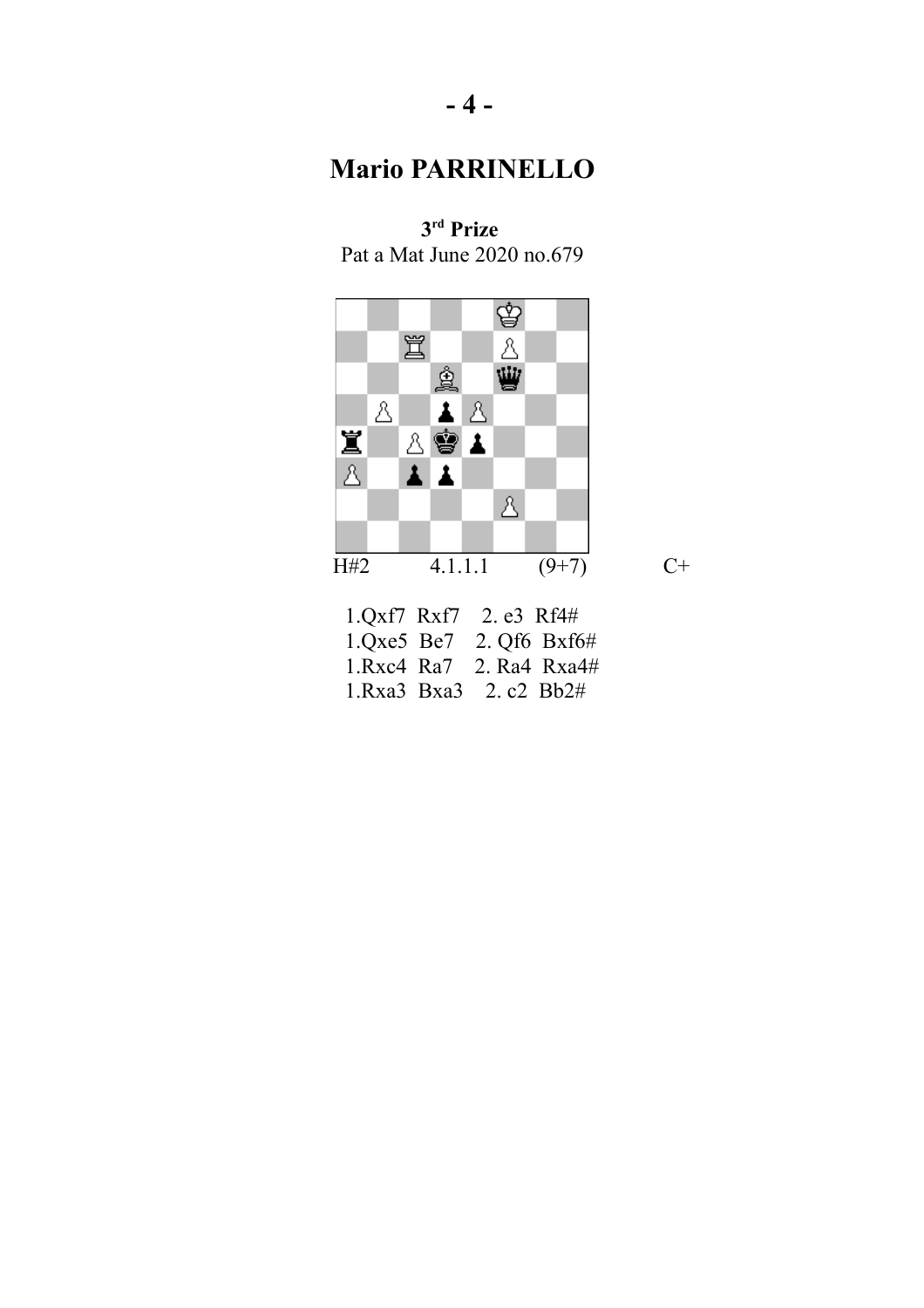# Mario PARRINELLO

**3rd Prize**
Pat a Mat June 2020 no.679

H#2 4.1.1.1 (9+7) C+

1.Qxf7 Rxf7 2. e3 Rf4#
1.Qxe5 Be7 2. Qf6 Bxf6#
1.Rxc4 Ra7 2. Ra4 Rxa4#
1.Rxa3 Bxa3 2. c2 Bb2#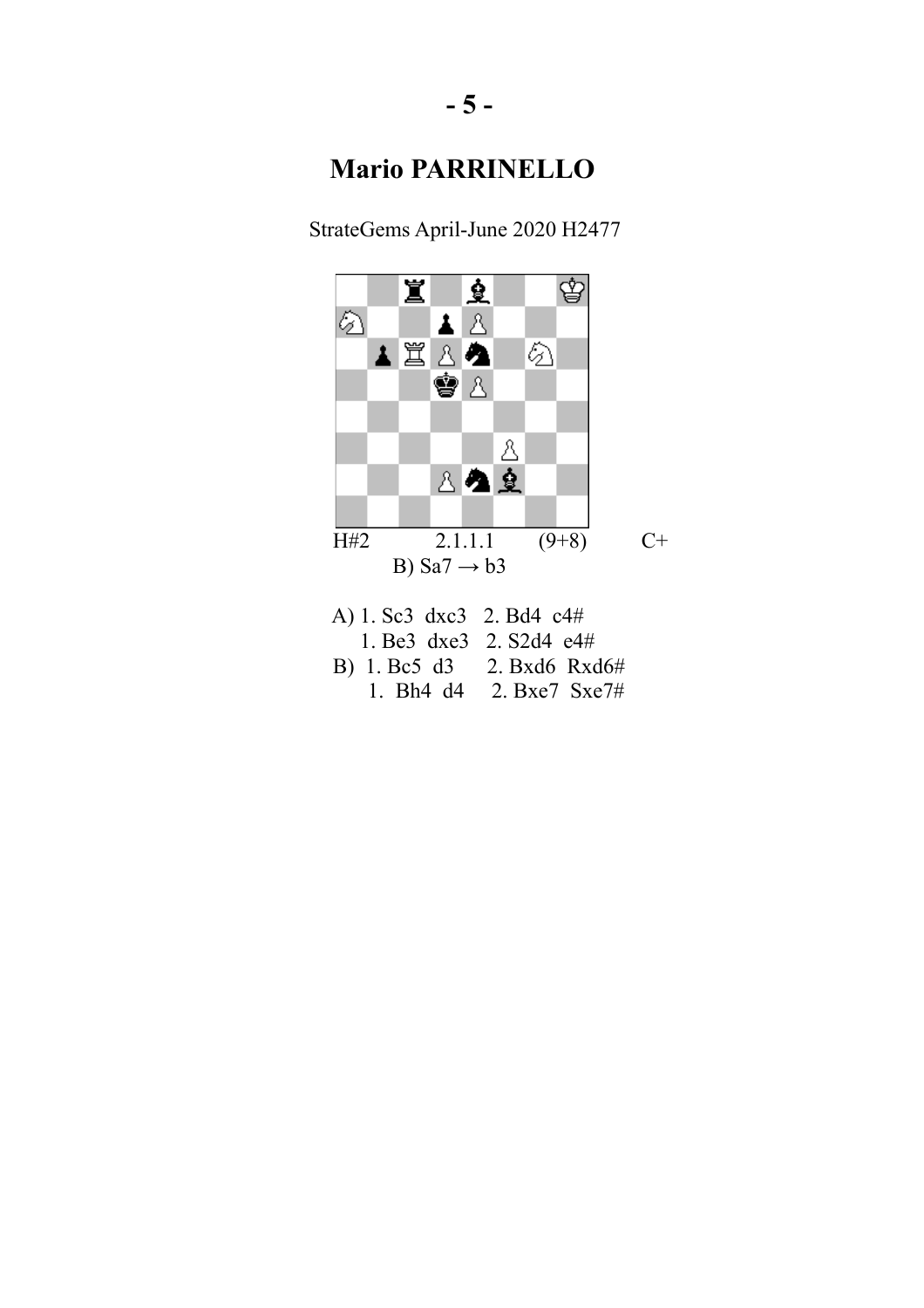# Mario PARRINELLO

StrateGems April-June 2020 H2477

H#2 2.1.1.1 (9+8) C+

B) Sa7 → b3

A) 1. Sc3 dxc3 2. Bd4 c4#
1. Be3 dxe3 2. S2d4 e4#

B) 1. Bc5 d3 2. Bxd6 Rxd6#
1. Bh4 d4 2. Bxe7 Sxe7#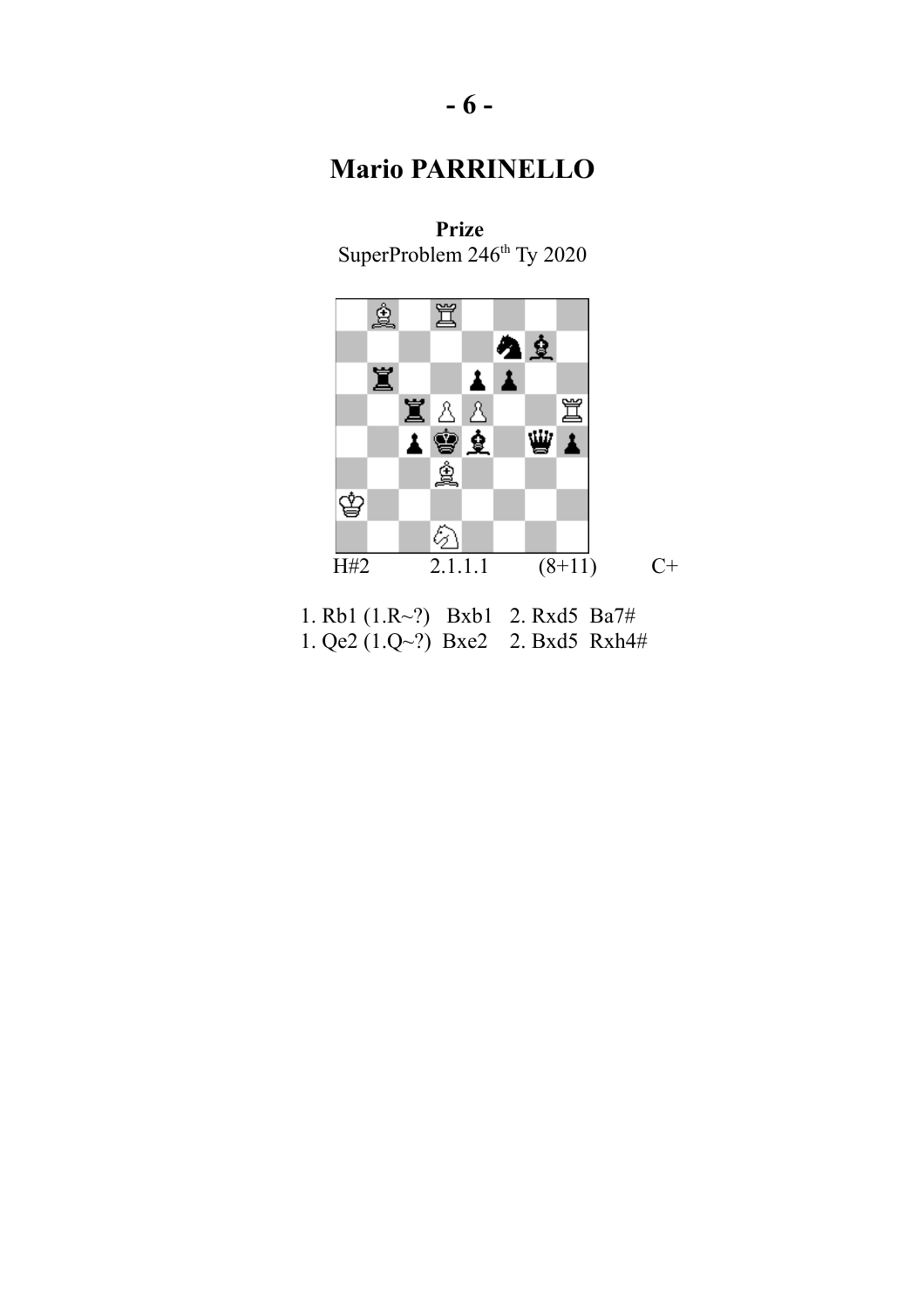# Mario PARRINELLO

**Prize**
SuperProblem 246th Ty 2020

H#2 2.1.1.1 (8+11) C+

1. Rb1 (1.R~?) Bxb1 2. Rxd5 Ba7#
1. Qe2 (1.Q~?) Bxe2 2. Bxd5 Rxh4#